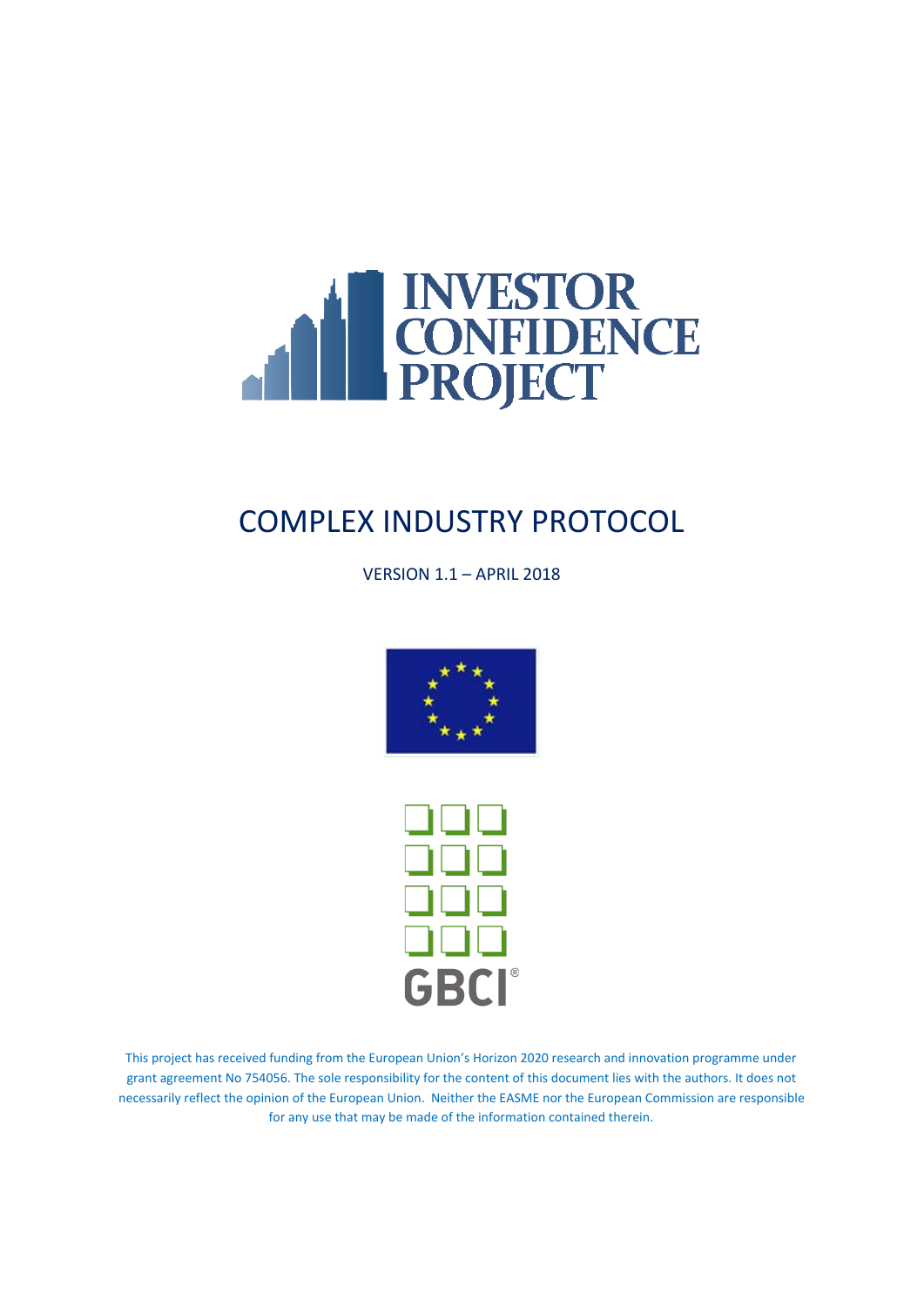# INVESTOR CONFIDENCE PROJECT

## COMPLEX INDUSTRY PROTOCOL

VERSION 1.1 – APRIL 2018

GBCI®

This project has received funding from the European Union's Horizon 2020 research and innovation programme under grant agreement No 754056. The sole responsibility for the content of this document lies with the authors. It does not necessarily reflect the opinion of the European Union. Neither the EASME nor the European Commission are responsible for any use that may be made of the information contained therein.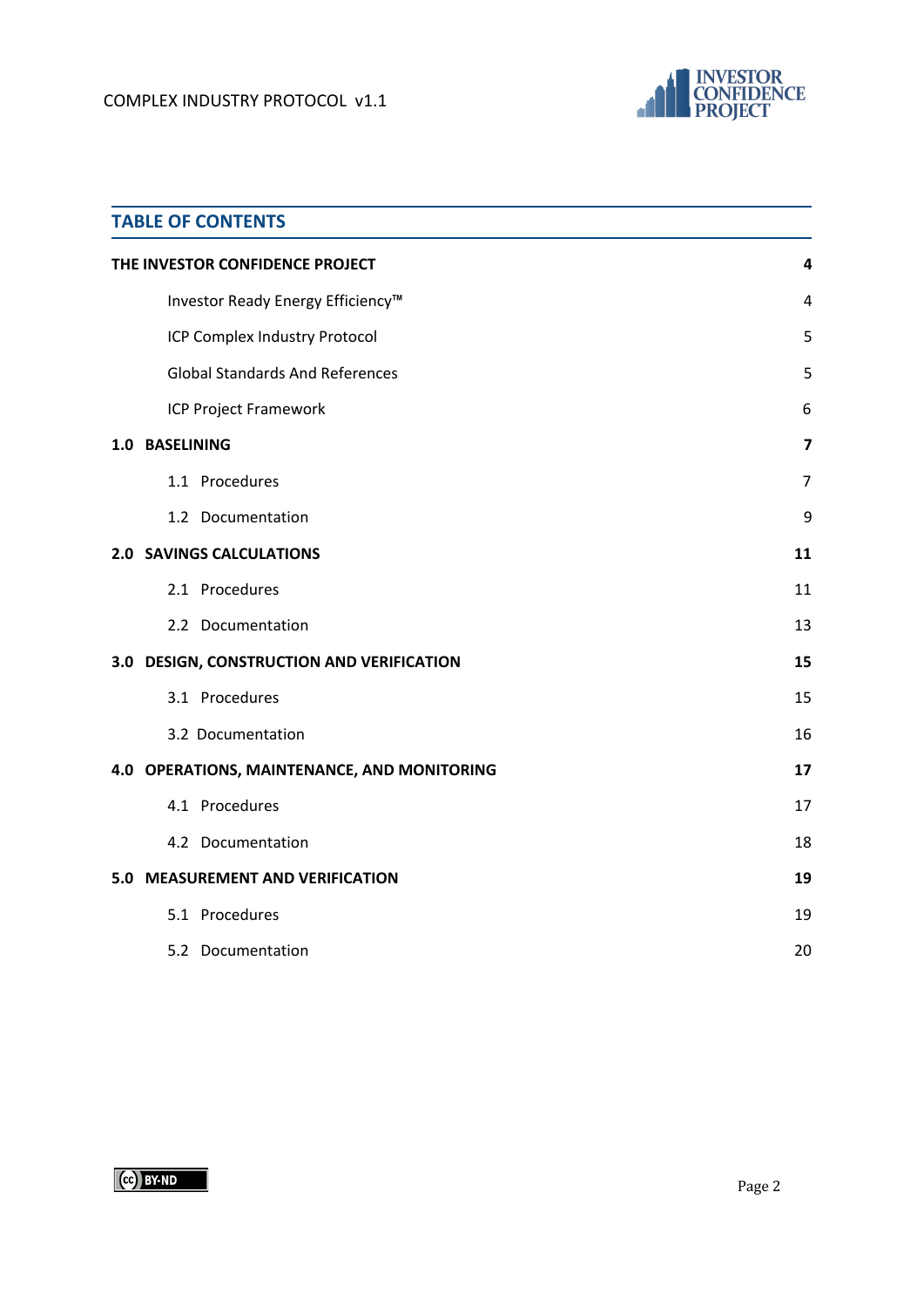## TABLE OF CONTENTS

| | |
|---|---|
| **THE INVESTOR CONFIDENCE PROJECT** | **4** |
| Investor Ready Energy Efficiency™ | 4 |
| ICP Complex Industry Protocol | 5 |
| Global Standards And References | 5 |
| ICP Project Framework | 6 |
| **1.0 BASELINING** | **7** |
| 1.1 Procedures | 7 |
| 1.2 Documentation | 9 |
| **2.0 SAVINGS CALCULATIONS** | **11** |
| 2.1 Procedures | 11 |
| 2.2 Documentation | 13 |
| **3.0 DESIGN, CONSTRUCTION AND VERIFICATION** | **15** |
| 3.1 Procedures | 15 |
| 3.2 Documentation | 16 |
| **4.0 OPERATIONS, MAINTENANCE, AND MONITORING** | **17** |
| 4.1 Procedures | 17 |
| 4.2 Documentation | 18 |
| **5.0 MEASUREMENT AND VERIFICATION** | **19** |
| 5.1 Procedures | 19 |
| 5.2 Documentation | 20 |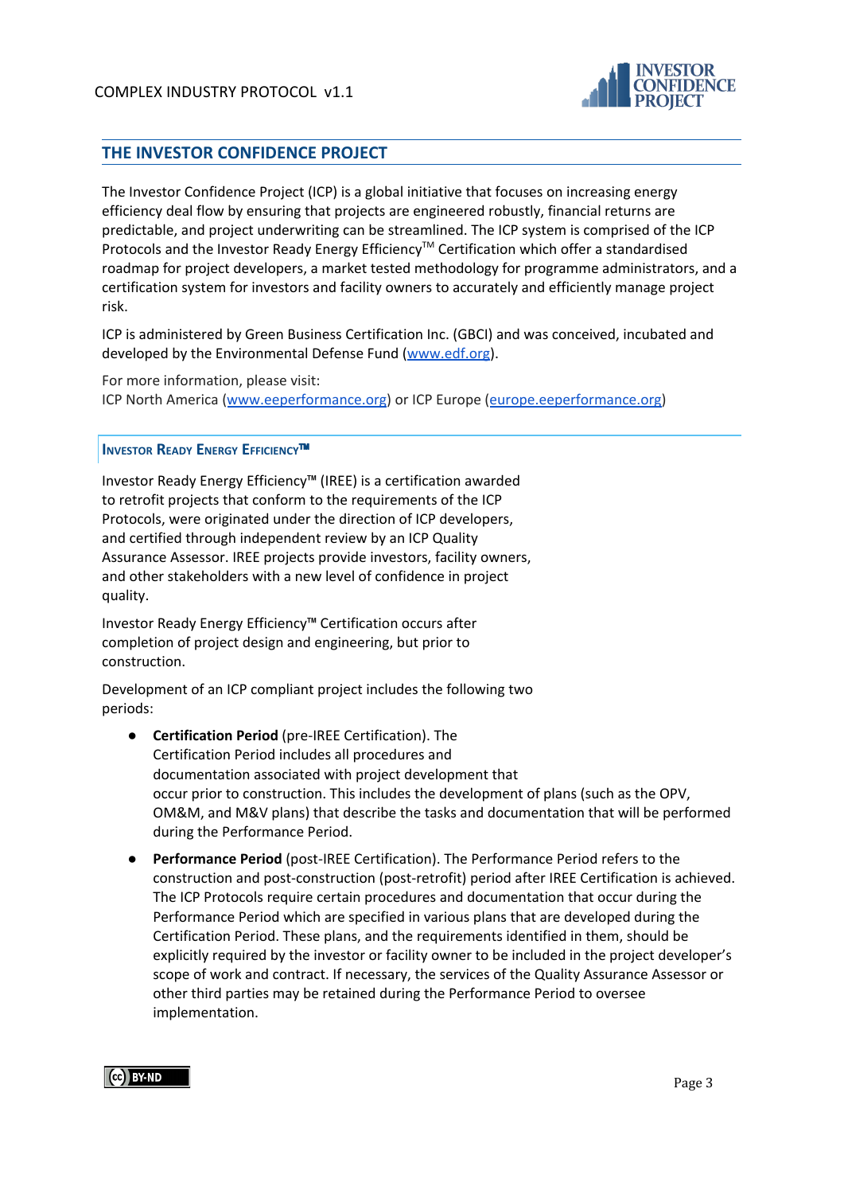## THE INVESTOR CONFIDENCE PROJECT

The Investor Confidence Project (ICP) is a global initiative that focuses on increasing energy efficiency deal flow by ensuring that projects are engineered robustly, financial returns are predictable, and project underwriting can be streamlined. The ICP system is comprised of the ICP Protocols and the Investor Ready Energy Efficiency™ Certification which offer a standardised roadmap for project developers, a market tested methodology for programme administrators, and a certification system for investors and facility owners to accurately and efficiently manage project risk.

ICP is administered by Green Business Certification Inc. (GBCI) and was conceived, incubated and developed by the Environmental Defense Fund (www.edf.org).

For more information, please visit:
ICP North America (www.eeperformance.org) or ICP Europe (europe.eeperformance.org)

### Investor Ready Energy Efficiency™

Investor Ready Energy Efficiency™ (IREE) is a certification awarded to retrofit projects that conform to the requirements of the ICP Protocols, were originated under the direction of ICP developers, and certified through independent review by an ICP Quality Assurance Assessor. IREE projects provide investors, facility owners, and other stakeholders with a new level of confidence in project quality.

Investor Ready Energy Efficiency™ Certification occurs after completion of project design and engineering, but prior to construction.

Development of an ICP compliant project includes the following two periods:

- **Certification Period** (pre-IREE Certification). The Certification Period includes all procedures and documentation associated with project development that occur prior to construction. This includes the development of plans (such as the OPV, OM&M, and M&V plans) that describe the tasks and documentation that will be performed during the Performance Period.
- **Performance Period** (post-IREE Certification). The Performance Period refers to the construction and post-construction (post-retrofit) period after IREE Certification is achieved. The ICP Protocols require certain procedures and documentation that occur during the Performance Period which are specified in various plans that are developed during the Certification Period. These plans, and the requirements identified in them, should be explicitly required by the investor or facility owner to be included in the project developer's scope of work and contract. If necessary, the services of the Quality Assurance Assessor or other third parties may be retained during the Performance Period to oversee implementation.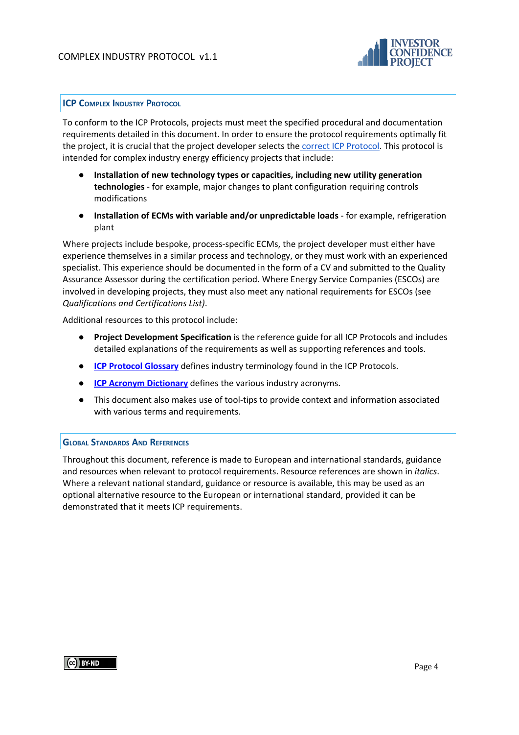## ICP Complex Industry Protocol

To conform to the ICP Protocols, projects must meet the specified procedural and documentation requirements detailed in this document. In order to ensure the protocol requirements optimally fit the project, it is crucial that the project developer selects the correct ICP Protocol. This protocol is intended for complex industry energy efficiency projects that include:

- **Installation of new technology types or capacities, including new utility generation technologies** - for example, major changes to plant configuration requiring controls modifications
- **Installation of ECMs with variable and/or unpredictable loads** - for example, refrigeration plant

Where projects include bespoke, process-specific ECMs, the project developer must either have experience themselves in a similar process and technology, or they must work with an experienced specialist. This experience should be documented in the form of a CV and submitted to the Quality Assurance Assessor during the certification period. Where Energy Service Companies (ESCOs) are involved in developing projects, they must also meet any national requirements for ESCOs (see *Qualifications and Certifications List)*.

Additional resources to this protocol include:

- **Project Development Specification** is the reference guide for all ICP Protocols and includes detailed explanations of the requirements as well as supporting references and tools.
- **ICP Protocol Glossary** defines industry terminology found in the ICP Protocols.
- **ICP Acronym Dictionary** defines the various industry acronyms.
- This document also makes use of tool-tips to provide context and information associated with various terms and requirements.

## Global Standards And References

Throughout this document, reference is made to European and international standards, guidance and resources when relevant to protocol requirements. Resource references are shown in *italics*. Where a relevant national standard, guidance or resource is available, this may be used as an optional alternative resource to the European or international standard, provided it can be demonstrated that it meets ICP requirements.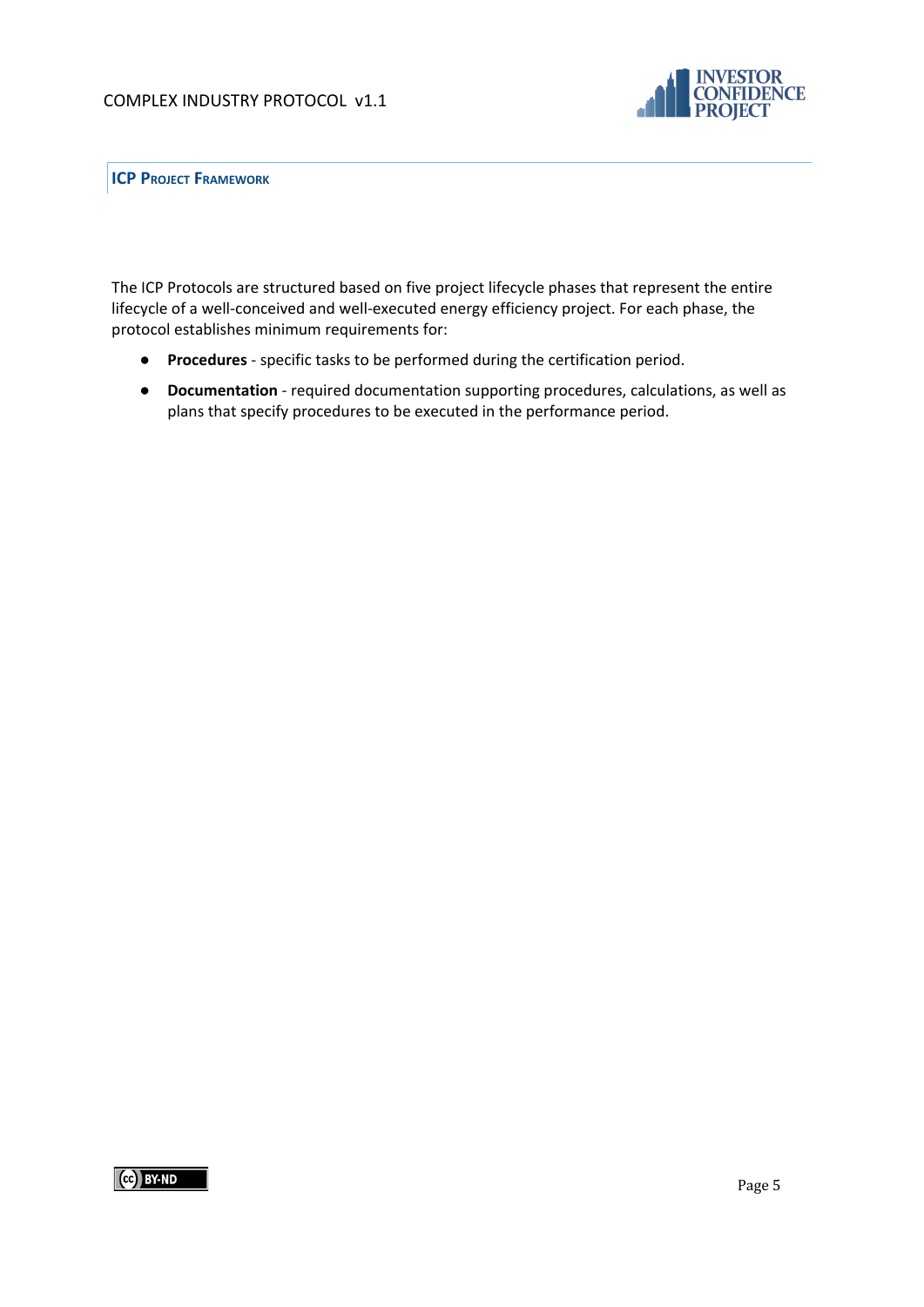## ICP Project Framework

The ICP Protocols are structured based on five project lifecycle phases that represent the entire lifecycle of a well-conceived and well-executed energy efficiency project. For each phase, the protocol establishes minimum requirements for:

- **Procedures** - specific tasks to be performed during the certification period.
- **Documentation** - required documentation supporting procedures, calculations, as well as plans that specify procedures to be executed in the performance period.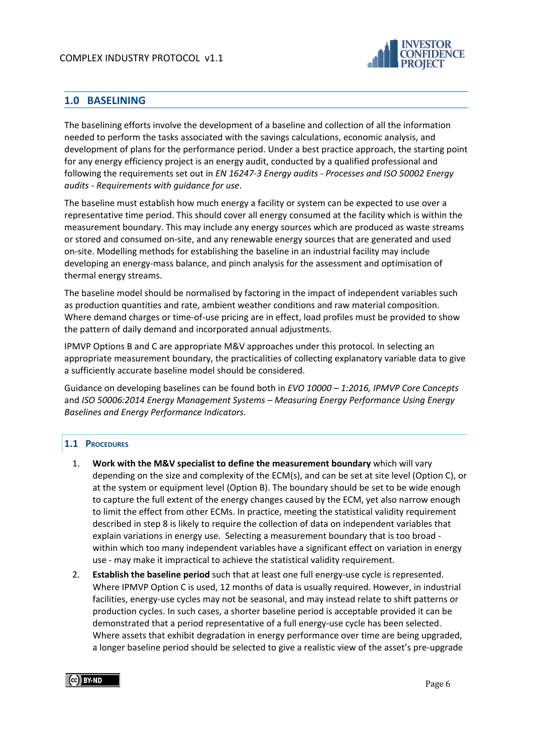## 1.0 BASELINING

The baselining efforts involve the development of a baseline and collection of all the information needed to perform the tasks associated with the savings calculations, economic analysis, and development of plans for the performance period. Under a best practice approach, the starting point for any energy efficiency project is an energy audit, conducted by a qualified professional and following the requirements set out in *EN 16247-3 Energy audits - Processes and ISO 50002 Energy audits - Requirements with guidance for use*.

The baseline must establish how much energy a facility or system can be expected to use over a representative time period. This should cover all energy consumed at the facility which is within the measurement boundary. This may include any energy sources which are produced as waste streams or stored and consumed on-site, and any renewable energy sources that are generated and used on-site. Modelling methods for establishing the baseline in an industrial facility may include developing an energy-mass balance, and pinch analysis for the assessment and optimisation of thermal energy streams.

The baseline model should be normalised by factoring in the impact of independent variables such as production quantities and rate, ambient weather conditions and raw material composition. Where demand charges or time-of-use pricing are in effect, load profiles must be provided to show the pattern of daily demand and incorporated annual adjustments.

IPMVP Options B and C are appropriate M&V approaches under this protocol. In selecting an appropriate measurement boundary, the practicalities of collecting explanatory variable data to give a sufficiently accurate baseline model should be considered.

Guidance on developing baselines can be found both in *EVO 10000 – 1:2016, IPMVP Core Concepts* and *ISO 50006:2014 Energy Management Systems – Measuring Energy Performance Using Energy Baselines and Energy Performance Indicators.*

### 1.1 Procedures

1. **Work with the M&V specialist to define the measurement boundary** which will vary depending on the size and complexity of the ECM(s), and can be set at site level (Option C), or at the system or equipment level (Option B). The boundary should be set to be wide enough to capture the full extent of the energy changes caused by the ECM, yet also narrow enough to limit the effect from other ECMs. In practice, meeting the statistical validity requirement described in step 8 is likely to require the collection of data on independent variables that explain variations in energy use. Selecting a measurement boundary that is too broad - within which too many independent variables have a significant effect on variation in energy use - may make it impractical to achieve the statistical validity requirement.
2. **Establish the baseline period** such that at least one full energy-use cycle is represented. Where IPMVP Option C is used, 12 months of data is usually required. However, in industrial facilities, energy-use cycles may not be seasonal, and may instead relate to shift patterns or production cycles. In such cases, a shorter baseline period is acceptable provided it can be demonstrated that a period representative of a full energy-use cycle has been selected. Where assets that exhibit degradation in energy performance over time are being upgraded, a longer baseline period should be selected to give a realistic view of the asset's pre-upgrade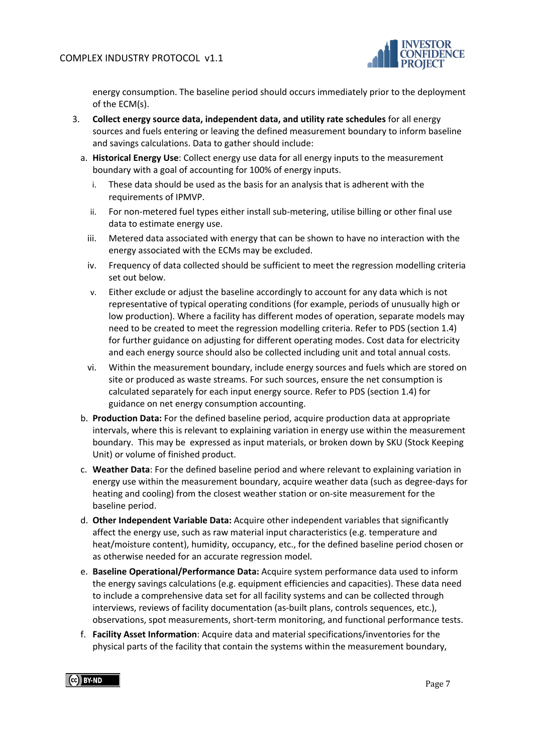energy consumption. The baseline period should occurs immediately prior to the deployment of the ECM(s).

3. **Collect energy source data, independent data, and utility rate schedules** for all energy sources and fuels entering or leaving the defined measurement boundary to inform baseline and savings calculations. Data to gather should include:
   a. **Historical Energy Use**: Collect energy use data for all energy inputs to the measurement boundary with a goal of accounting for 100% of energy inputs.
      i. These data should be used as the basis for an analysis that is adherent with the requirements of IPMVP.
      ii. For non-metered fuel types either install sub-metering, utilise billing or other final use data to estimate energy use.
      iii. Metered data associated with energy that can be shown to have no interaction with the energy associated with the ECMs may be excluded.
      iv. Frequency of data collected should be sufficient to meet the regression modelling criteria set out below.
      v. Either exclude or adjust the baseline accordingly to account for any data which is not representative of typical operating conditions (for example, periods of unusually high or low production). Where a facility has different modes of operation, separate models may need to be created to meet the regression modelling criteria. Refer to PDS (section 1.4) for further guidance on adjusting for different operating modes. Cost data for electricity and each energy source should also be collected including unit and total annual costs.
      vi. Within the measurement boundary, include energy sources and fuels which are stored on site or produced as waste streams. For such sources, ensure the net consumption is calculated separately for each input energy source. Refer to PDS (section 1.4) for guidance on net energy consumption accounting.
   b. **Production Data:** For the defined baseline period, acquire production data at appropriate intervals, where this is relevant to explaining variation in energy use within the measurement boundary. This may be expressed as input materials, or broken down by SKU (Stock Keeping Unit) or volume of finished product.
   c. **Weather Data**: For the defined baseline period and where relevant to explaining variation in energy use within the measurement boundary, acquire weather data (such as degree-days for heating and cooling) from the closest weather station or on-site measurement for the baseline period.
   d. **Other Independent Variable Data:** Acquire other independent variables that significantly affect the energy use, such as raw material input characteristics (e.g. temperature and heat/moisture content), humidity, occupancy, etc., for the defined baseline period chosen or as otherwise needed for an accurate regression model.
   e. **Baseline Operational/Performance Data:** Acquire system performance data used to inform the energy savings calculations (e.g. equipment efficiencies and capacities). These data need to include a comprehensive data set for all facility systems and can be collected through interviews, reviews of facility documentation (as-built plans, controls sequences, etc.), observations, spot measurements, short-term monitoring, and functional performance tests.
   f. **Facility Asset Information**: Acquire data and material specifications/inventories for the physical parts of the facility that contain the systems within the measurement boundary,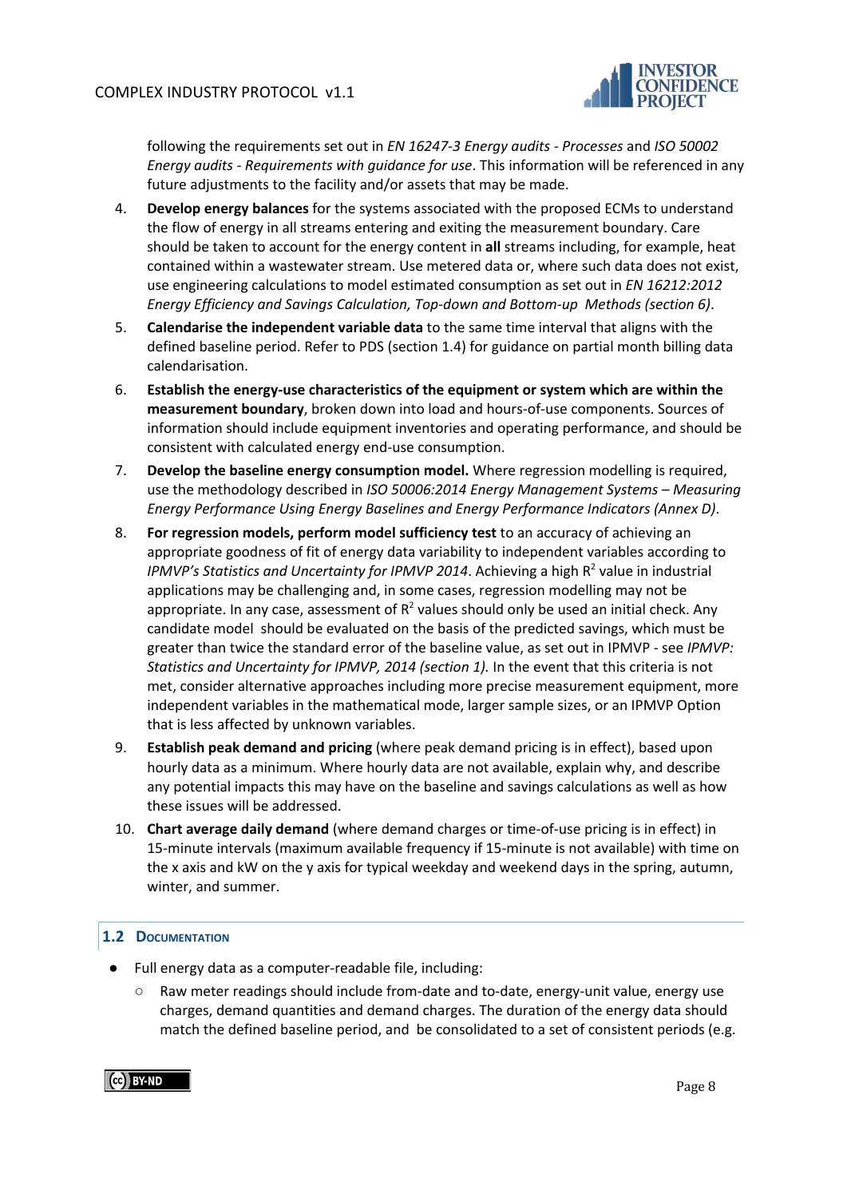following the requirements set out in *EN 16247-3 Energy audits - Processes* and *ISO 50002 Energy audits - Requirements with guidance for use*. This information will be referenced in any future adjustments to the facility and/or assets that may be made.

4. **Develop energy balances** for the systems associated with the proposed ECMs to understand the flow of energy in all streams entering and exiting the measurement boundary. Care should be taken to account for the energy content in **all** streams including, for example, heat contained within a wastewater stream. Use metered data or, where such data does not exist, use engineering calculations to model estimated consumption as set out in *EN 16212:2012 Energy Efficiency and Savings Calculation, Top-down and Bottom-up Methods (section 6)*.
5. **Calendarise the independent variable data** to the same time interval that aligns with the defined baseline period. Refer to PDS (section 1.4) for guidance on partial month billing data calendarisation.
6. **Establish the energy-use characteristics of the equipment or system which are within the measurement boundary**, broken down into load and hours-of-use components. Sources of information should include equipment inventories and operating performance, and should be consistent with calculated energy end-use consumption.
7. **Develop the baseline energy consumption model.** Where regression modelling is required, use the methodology described in *ISO 50006:2014 Energy Management Systems – Measuring Energy Performance Using Energy Baselines and Energy Performance Indicators (Annex D)*.
8. **For regression models, perform model sufficiency test** to an accuracy of achieving an appropriate goodness of fit of energy data variability to independent variables according to *IPMVP's Statistics and Uncertainty for IPMVP 2014*. Achieving a high $R^2$ value in industrial applications may be challenging and, in some cases, regression modelling may not be appropriate. In any case, assessment of $R^2$ values should only be used an initial check. Any candidate model should be evaluated on the basis of the predicted savings, which must be greater than twice the standard error of the baseline value, as set out in IPMVP - see *IPMVP: Statistics and Uncertainty for IPMVP, 2014 (section 1).* In the event that this criteria is not met, consider alternative approaches including more precise measurement equipment, more independent variables in the mathematical mode, larger sample sizes, or an IPMVP Option that is less affected by unknown variables.
9. **Establish peak demand and pricing** (where peak demand pricing is in effect), based upon hourly data as a minimum. Where hourly data are not available, explain why, and describe any potential impacts this may have on the baseline and savings calculations as well as how these issues will be addressed.
10. **Chart average daily demand** (where demand charges or time-of-use pricing is in effect) in 15-minute intervals (maximum available frequency if 15-minute is not available) with time on the x axis and kW on the y axis for typical weekday and weekend days in the spring, autumn, winter, and summer.

## 1.2 Documentation

- Full energy data as a computer-readable file, including:
  - Raw meter readings should include from-date and to-date, energy-unit value, energy use charges, demand quantities and demand charges. The duration of the energy data should match the defined baseline period, and be consolidated to a set of consistent periods (e.g.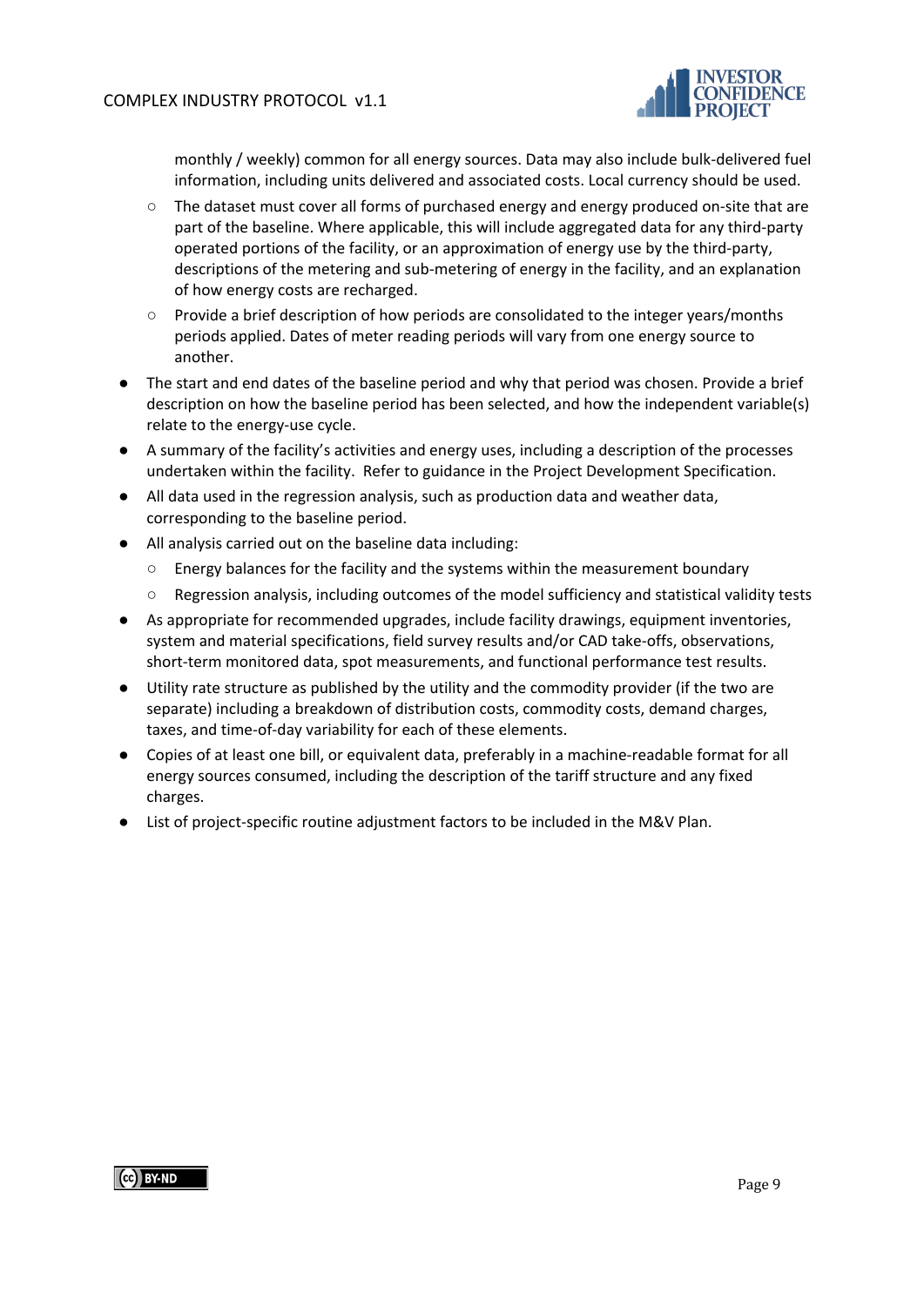monthly / weekly) common for all energy sources. Data may also include bulk-delivered fuel information, including units delivered and associated costs. Local currency should be used.

  - The dataset must cover all forms of purchased energy and energy produced on-site that are part of the baseline. Where applicable, this will include aggregated data for any third-party operated portions of the facility, or an approximation of energy use by the third-party, descriptions of the metering and sub-metering of energy in the facility, and an explanation of how energy costs are recharged.
  - Provide a brief description of how periods are consolidated to the integer years/months periods applied. Dates of meter reading periods will vary from one energy source to another.

- The start and end dates of the baseline period and why that period was chosen. Provide a brief description on how the baseline period has been selected, and how the independent variable(s) relate to the energy-use cycle.
- A summary of the facility's activities and energy uses, including a description of the processes undertaken within the facility. Refer to guidance in the Project Development Specification.
- All data used in the regression analysis, such as production data and weather data, corresponding to the baseline period.
- All analysis carried out on the baseline data including:
  - Energy balances for the facility and the systems within the measurement boundary
  - Regression analysis, including outcomes of the model sufficiency and statistical validity tests
- As appropriate for recommended upgrades, include facility drawings, equipment inventories, system and material specifications, field survey results and/or CAD take-offs, observations, short-term monitored data, spot measurements, and functional performance test results.
- Utility rate structure as published by the utility and the commodity provider (if the two are separate) including a breakdown of distribution costs, commodity costs, demand charges, taxes, and time-of-day variability for each of these elements.
- Copies of at least one bill, or equivalent data, preferably in a machine-readable format for all energy sources consumed, including the description of the tariff structure and any fixed charges.
- List of project-specific routine adjustment factors to be included in the M&V Plan.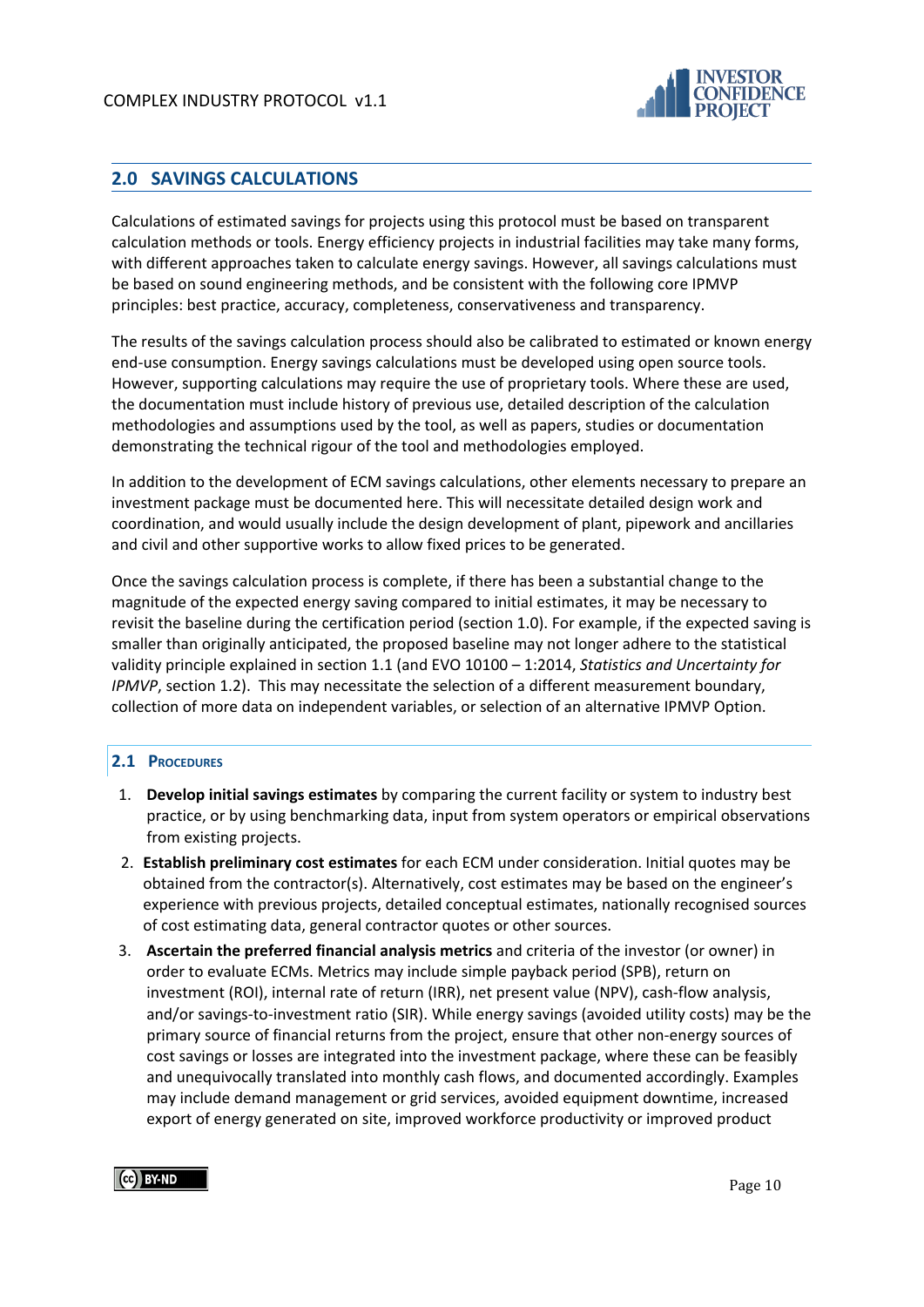## 2.0 SAVINGS CALCULATIONS

Calculations of estimated savings for projects using this protocol must be based on transparent calculation methods or tools. Energy efficiency projects in industrial facilities may take many forms, with different approaches taken to calculate energy savings. However, all savings calculations must be based on sound engineering methods, and be consistent with the following core IPMVP principles: best practice, accuracy, completeness, conservativeness and transparency.

The results of the savings calculation process should also be calibrated to estimated or known energy end-use consumption. Energy savings calculations must be developed using open source tools. However, supporting calculations may require the use of proprietary tools. Where these are used, the documentation must include history of previous use, detailed description of the calculation methodologies and assumptions used by the tool, as well as papers, studies or documentation demonstrating the technical rigour of the tool and methodologies employed.

In addition to the development of ECM savings calculations, other elements necessary to prepare an investment package must be documented here. This will necessitate detailed design work and coordination, and would usually include the design development of plant, pipework and ancillaries and civil and other supportive works to allow fixed prices to be generated.

Once the savings calculation process is complete, if there has been a substantial change to the magnitude of the expected energy saving compared to initial estimates, it may be necessary to revisit the baseline during the certification period (section 1.0). For example, if the expected saving is smaller than originally anticipated, the proposed baseline may not longer adhere to the statistical validity principle explained in section 1.1 (and EVO 10100 – 1:2014, *Statistics and Uncertainty for IPMVP*, section 1.2). This may necessitate the selection of a different measurement boundary, collection of more data on independent variables, or selection of an alternative IPMVP Option.

### 2.1 Procedures

1. **Develop initial savings estimates** by comparing the current facility or system to industry best practice, or by using benchmarking data, input from system operators or empirical observations from existing projects.
2. **Establish preliminary cost estimates** for each ECM under consideration. Initial quotes may be obtained from the contractor(s). Alternatively, cost estimates may be based on the engineer's experience with previous projects, detailed conceptual estimates, nationally recognised sources of cost estimating data, general contractor quotes or other sources.
3. **Ascertain the preferred financial analysis metrics** and criteria of the investor (or owner) in order to evaluate ECMs. Metrics may include simple payback period (SPB), return on investment (ROI), internal rate of return (IRR), net present value (NPV), cash-flow analysis, and/or savings-to-investment ratio (SIR). While energy savings (avoided utility costs) may be the primary source of financial returns from the project, ensure that other non-energy sources of cost savings or losses are integrated into the investment package, where these can be feasibly and unequivocally translated into monthly cash flows, and documented accordingly. Examples may include demand management or grid services, avoided equipment downtime, increased export of energy generated on site, improved workforce productivity or improved product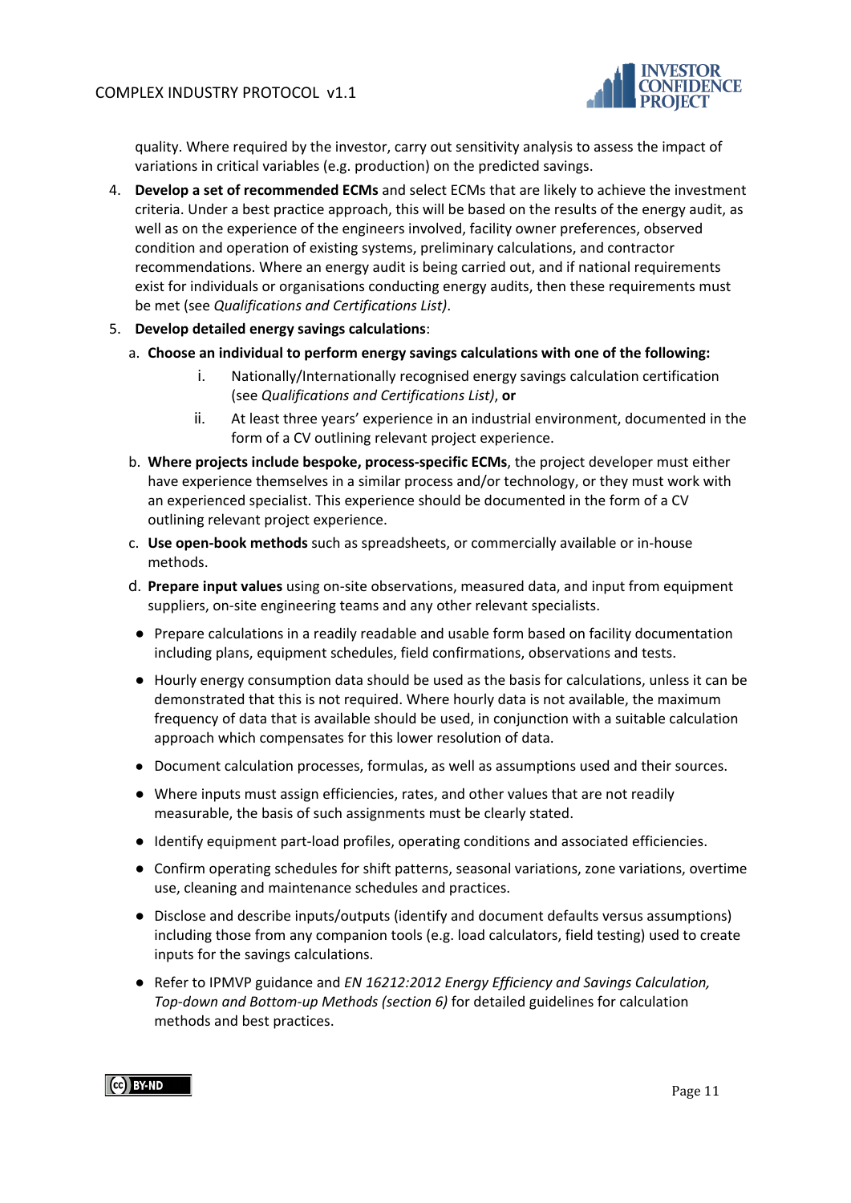quality. Where required by the investor, carry out sensitivity analysis to assess the impact of variations in critical variables (e.g. production) on the predicted savings.

4. **Develop a set of recommended ECMs** and select ECMs that are likely to achieve the investment criteria. Under a best practice approach, this will be based on the results of the energy audit, as well as on the experience of the engineers involved, facility owner preferences, observed condition and operation of existing systems, preliminary calculations, and contractor recommendations. Where an energy audit is being carried out, and if national requirements exist for individuals or organisations conducting energy audits, then these requirements must be met (see *Qualifications and Certifications List)*.

5. **Develop detailed energy savings calculations**:

   a. **Choose an individual to perform energy savings calculations with one of the following:**

      i. Nationally/Internationally recognised energy savings calculation certification (see *Qualifications and Certifications List)*, **or**

      ii. At least three years' experience in an industrial environment, documented in the form of a CV outlining relevant project experience.

   b. **Where projects include bespoke, process-specific ECMs**, the project developer must either have experience themselves in a similar process and/or technology, or they must work with an experienced specialist. This experience should be documented in the form of a CV outlining relevant project experience.

   c. **Use open-book methods** such as spreadsheets, or commercially available or in-house methods.

   d. **Prepare input values** using on-site observations, measured data, and input from equipment suppliers, on-site engineering teams and any other relevant specialists.

   - Prepare calculations in a readily readable and usable form based on facility documentation including plans, equipment schedules, field confirmations, observations and tests.
   - Hourly energy consumption data should be used as the basis for calculations, unless it can be demonstrated that this is not required. Where hourly data is not available, the maximum frequency of data that is available should be used, in conjunction with a suitable calculation approach which compensates for this lower resolution of data.
   - Document calculation processes, formulas, as well as assumptions used and their sources.
   - Where inputs must assign efficiencies, rates, and other values that are not readily measurable, the basis of such assignments must be clearly stated.
   - Identify equipment part-load profiles, operating conditions and associated efficiencies.
   - Confirm operating schedules for shift patterns, seasonal variations, zone variations, overtime use, cleaning and maintenance schedules and practices.
   - Disclose and describe inputs/outputs (identify and document defaults versus assumptions) including those from any companion tools (e.g. load calculators, field testing) used to create inputs for the savings calculations.
   - Refer to IPMVP guidance and *EN 16212:2012 Energy Efficiency and Savings Calculation, Top-down and Bottom-up Methods (section 6)* for detailed guidelines for calculation methods and best practices.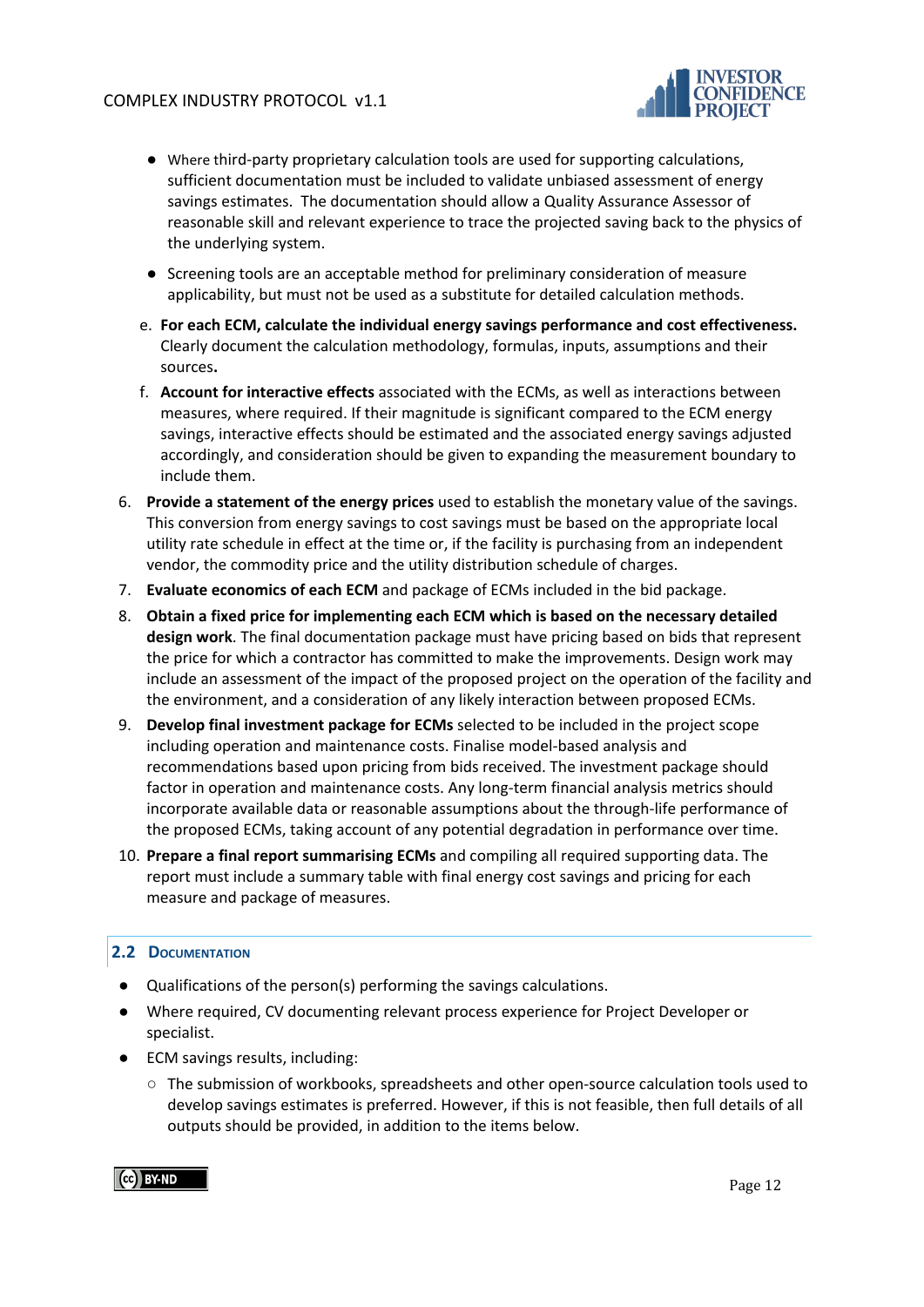- Where third-party proprietary calculation tools are used for supporting calculations, sufficient documentation must be included to validate unbiased assessment of energy savings estimates. The documentation should allow a Quality Assurance Assessor of reasonable skill and relevant experience to trace the projected saving back to the physics of the underlying system.
- Screening tools are an acceptable method for preliminary consideration of measure applicability, but must not be used as a substitute for detailed calculation methods.

e. **For each ECM, calculate the individual energy savings performance and cost effectiveness.** Clearly document the calculation methodology, formulas, inputs, assumptions and their sources**.**

f. **Account for interactive effects** associated with the ECMs, as well as interactions between measures, where required. If their magnitude is significant compared to the ECM energy savings, interactive effects should be estimated and the associated energy savings adjusted accordingly, and consideration should be given to expanding the measurement boundary to include them.

6. **Provide a statement of the energy prices** used to establish the monetary value of the savings. This conversion from energy savings to cost savings must be based on the appropriate local utility rate schedule in effect at the time or, if the facility is purchasing from an independent vendor, the commodity price and the utility distribution schedule of charges.
7. **Evaluate economics of each ECM** and package of ECMs included in the bid package.
8. **Obtain a fixed price for implementing each ECM which is based on the necessary detailed design work**. The final documentation package must have pricing based on bids that represent the price for which a contractor has committed to make the improvements. Design work may include an assessment of the impact of the proposed project on the operation of the facility and the environment, and a consideration of any likely interaction between proposed ECMs.
9. **Develop final investment package for ECMs** selected to be included in the project scope including operation and maintenance costs. Finalise model-based analysis and recommendations based upon pricing from bids received. The investment package should factor in operation and maintenance costs. Any long-term financial analysis metrics should incorporate available data or reasonable assumptions about the through-life performance of the proposed ECMs, taking account of any potential degradation in performance over time.
10. **Prepare a final report summarising ECMs** and compiling all required supporting data. The report must include a summary table with final energy cost savings and pricing for each measure and package of measures.

## 2.2 Documentation

- Qualifications of the person(s) performing the savings calculations.
- Where required, CV documenting relevant process experience for Project Developer or specialist.
- ECM savings results, including:
  - The submission of workbooks, spreadsheets and other open-source calculation tools used to develop savings estimates is preferred. However, if this is not feasible, then full details of all outputs should be provided, in addition to the items below.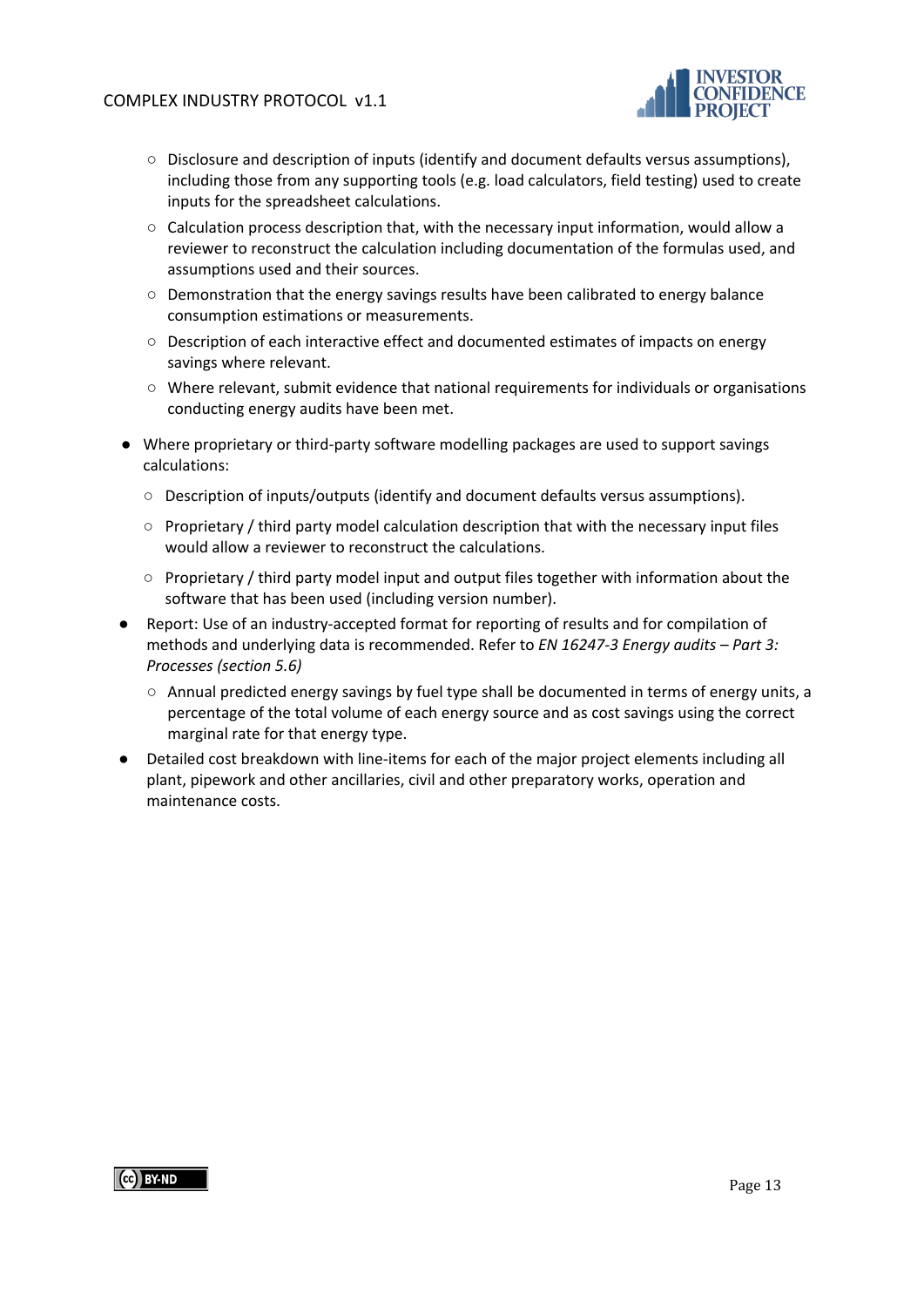- Disclosure and description of inputs (identify and document defaults versus assumptions), including those from any supporting tools (e.g. load calculators, field testing) used to create inputs for the spreadsheet calculations.
  - Calculation process description that, with the necessary input information, would allow a reviewer to reconstruct the calculation including documentation of the formulas used, and assumptions used and their sources.
  - Demonstration that the energy savings results have been calibrated to energy balance consumption estimations or measurements.
  - Description of each interactive effect and documented estimates of impacts on energy savings where relevant.
  - Where relevant, submit evidence that national requirements for individuals or organisations conducting energy audits have been met.

- Where proprietary or third-party software modelling packages are used to support savings calculations:
  - Description of inputs/outputs (identify and document defaults versus assumptions).
  - Proprietary / third party model calculation description that with the necessary input files would allow a reviewer to reconstruct the calculations.
  - Proprietary / third party model input and output files together with information about the software that has been used (including version number).
- Report: Use of an industry-accepted format for reporting of results and for compilation of methods and underlying data is recommended. Refer to *EN 16247-3 Energy audits – Part 3: Processes (section 5.6)*
  - Annual predicted energy savings by fuel type shall be documented in terms of energy units, a percentage of the total volume of each energy source and as cost savings using the correct marginal rate for that energy type.
- Detailed cost breakdown with line-items for each of the major project elements including all plant, pipework and other ancillaries, civil and other preparatory works, operation and maintenance costs.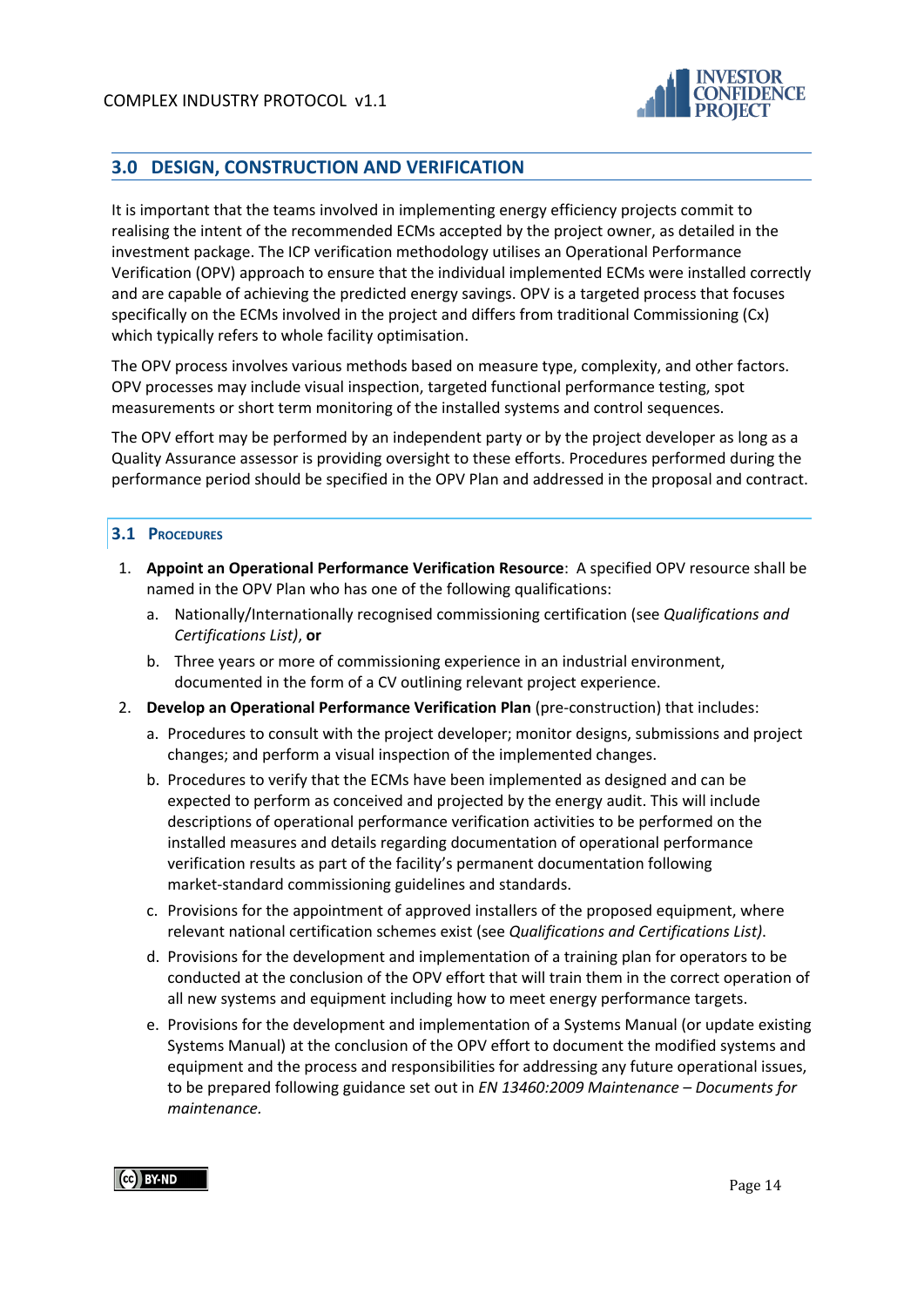## 3.0 DESIGN, CONSTRUCTION AND VERIFICATION

It is important that the teams involved in implementing energy efficiency projects commit to realising the intent of the recommended ECMs accepted by the project owner, as detailed in the investment package. The ICP verification methodology utilises an Operational Performance Verification (OPV) approach to ensure that the individual implemented ECMs were installed correctly and are capable of achieving the predicted energy savings. OPV is a targeted process that focuses specifically on the ECMs involved in the project and differs from traditional Commissioning (Cx) which typically refers to whole facility optimisation.

The OPV process involves various methods based on measure type, complexity, and other factors. OPV processes may include visual inspection, targeted functional performance testing, spot measurements or short term monitoring of the installed systems and control sequences.

The OPV effort may be performed by an independent party or by the project developer as long as a Quality Assurance assessor is providing oversight to these efforts. Procedures performed during the performance period should be specified in the OPV Plan and addressed in the proposal and contract.

### 3.1 Procedures

1. **Appoint an Operational Performance Verification Resource**: A specified OPV resource shall be named in the OPV Plan who has one of the following qualifications:
   a. Nationally/Internationally recognised commissioning certification (see *Qualifications and Certifications List)*, **or**
   b. Three years or more of commissioning experience in an industrial environment, documented in the form of a CV outlining relevant project experience.
2. **Develop an Operational Performance Verification Plan** (pre-construction) that includes:
   a. Procedures to consult with the project developer; monitor designs, submissions and project changes; and perform a visual inspection of the implemented changes.
   b. Procedures to verify that the ECMs have been implemented as designed and can be expected to perform as conceived and projected by the energy audit. This will include descriptions of operational performance verification activities to be performed on the installed measures and details regarding documentation of operational performance verification results as part of the facility's permanent documentation following market-standard commissioning guidelines and standards.
   c. Provisions for the appointment of approved installers of the proposed equipment, where relevant national certification schemes exist (see *Qualifications and Certifications List)*.
   d. Provisions for the development and implementation of a training plan for operators to be conducted at the conclusion of the OPV effort that will train them in the correct operation of all new systems and equipment including how to meet energy performance targets.
   e. Provisions for the development and implementation of a Systems Manual (or update existing Systems Manual) at the conclusion of the OPV effort to document the modified systems and equipment and the process and responsibilities for addressing any future operational issues, to be prepared following guidance set out in *EN 13460:2009 Maintenance – Documents for maintenance.*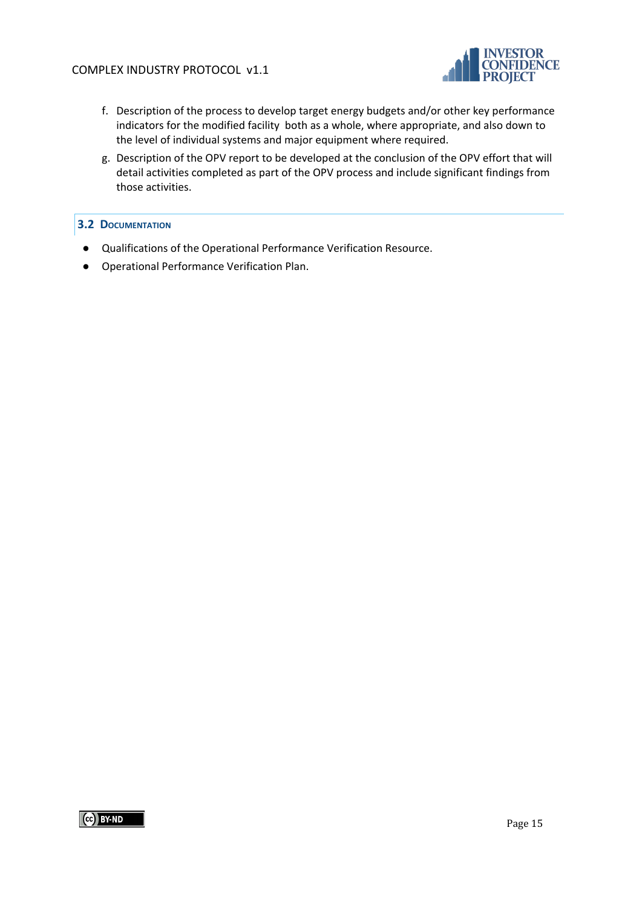f. Description of the process to develop target energy budgets and/or other key performance indicators for the modified facility both as a whole, where appropriate, and also down to the level of individual systems and major equipment where required.

g. Description of the OPV report to be developed at the conclusion of the OPV effort that will detail activities completed as part of the OPV process and include significant findings from those activities.

## 3.2 Documentation

- Qualifications of the Operational Performance Verification Resource.
- Operational Performance Verification Plan.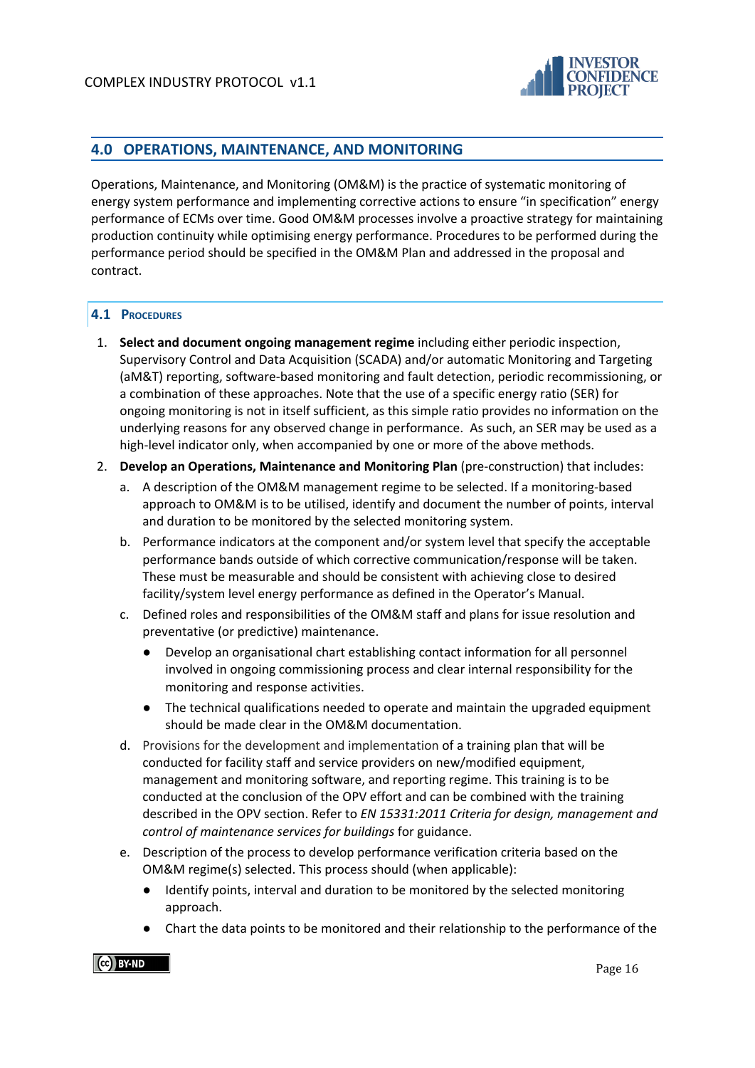## 4.0 OPERATIONS, MAINTENANCE, AND MONITORING

Operations, Maintenance, and Monitoring (OM&M) is the practice of systematic monitoring of energy system performance and implementing corrective actions to ensure "in specification" energy performance of ECMs over time. Good OM&M processes involve a proactive strategy for maintaining production continuity while optimising energy performance. Procedures to be performed during the performance period should be specified in the OM&M Plan and addressed in the proposal and contract.

### 4.1 Procedures

1. **Select and document ongoing management regime** including either periodic inspection, Supervisory Control and Data Acquisition (SCADA) and/or automatic Monitoring and Targeting (aM&T) reporting, software-based monitoring and fault detection, periodic recommissioning, or a combination of these approaches. Note that the use of a specific energy ratio (SER) for ongoing monitoring is not in itself sufficient, as this simple ratio provides no information on the underlying reasons for any observed change in performance. As such, an SER may be used as a high-level indicator only, when accompanied by one or more of the above methods.
2. **Develop an Operations, Maintenance and Monitoring Plan** (pre-construction) that includes:
   a. A description of the OM&M management regime to be selected. If a monitoring-based approach to OM&M is to be utilised, identify and document the number of points, interval and duration to be monitored by the selected monitoring system.
   b. Performance indicators at the component and/or system level that specify the acceptable performance bands outside of which corrective communication/response will be taken. These must be measurable and should be consistent with achieving close to desired facility/system level energy performance as defined in the Operator's Manual.
   c. Defined roles and responsibilities of the OM&M staff and plans for issue resolution and preventative (or predictive) maintenance.
      - Develop an organisational chart establishing contact information for all personnel involved in ongoing commissioning process and clear internal responsibility for the monitoring and response activities.
      - The technical qualifications needed to operate and maintain the upgraded equipment should be made clear in the OM&M documentation.
   d. Provisions for the development and implementation of a training plan that will be conducted for facility staff and service providers on new/modified equipment, management and monitoring software, and reporting regime. This training is to be conducted at the conclusion of the OPV effort and can be combined with the training described in the OPV section. Refer to *EN 15331:2011 Criteria for design, management and control of maintenance services for buildings* for guidance.
   e. Description of the process to develop performance verification criteria based on the OM&M regime(s) selected. This process should (when applicable):
      - Identify points, interval and duration to be monitored by the selected monitoring approach.
      - Chart the data points to be monitored and their relationship to the performance of the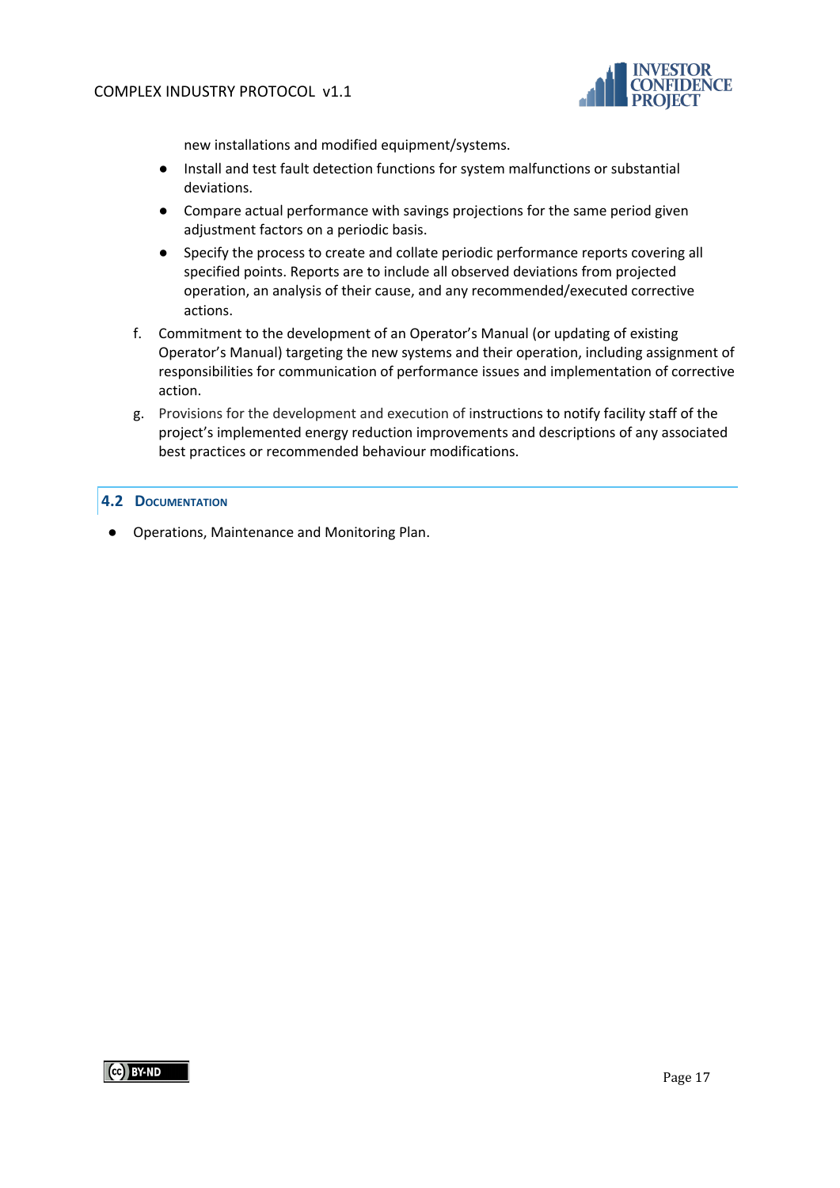new installations and modified equipment/systems.

- Install and test fault detection functions for system malfunctions or substantial deviations.
- Compare actual performance with savings projections for the same period given adjustment factors on a periodic basis.
- Specify the process to create and collate periodic performance reports covering all specified points. Reports are to include all observed deviations from projected operation, an analysis of their cause, and any recommended/executed corrective actions.

f. Commitment to the development of an Operator's Manual (or updating of existing Operator's Manual) targeting the new systems and their operation, including assignment of responsibilities for communication of performance issues and implementation of corrective action.

g. Provisions for the development and execution of instructions to notify facility staff of the project's implemented energy reduction improvements and descriptions of any associated best practices or recommended behaviour modifications.

## 4.2 Documentation

- Operations, Maintenance and Monitoring Plan.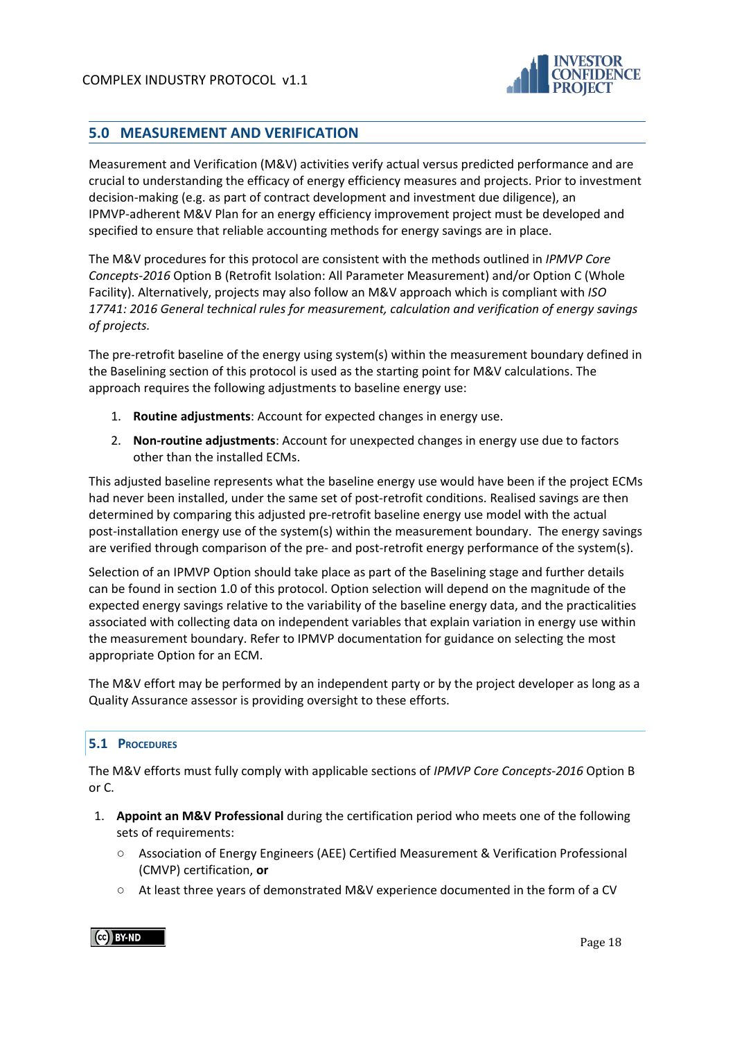## 5.0 MEASUREMENT AND VERIFICATION

Measurement and Verification (M&V) activities verify actual versus predicted performance and are crucial to understanding the efficacy of energy efficiency measures and projects. Prior to investment decision-making (e.g. as part of contract development and investment due diligence), an IPMVP-adherent M&V Plan for an energy efficiency improvement project must be developed and specified to ensure that reliable accounting methods for energy savings are in place.

The M&V procedures for this protocol are consistent with the methods outlined in *IPMVP Core Concepts-2016* Option B (Retrofit Isolation: All Parameter Measurement) and/or Option C (Whole Facility). Alternatively, projects may also follow an M&V approach which is compliant with *ISO 17741: 2016 General technical rules for measurement, calculation and verification of energy savings of projects.*

The pre-retrofit baseline of the energy using system(s) within the measurement boundary defined in the Baselining section of this protocol is used as the starting point for M&V calculations. The approach requires the following adjustments to baseline energy use:

1. **Routine adjustments**: Account for expected changes in energy use.
2. **Non-routine adjustments**: Account for unexpected changes in energy use due to factors other than the installed ECMs.

This adjusted baseline represents what the baseline energy use would have been if the project ECMs had never been installed, under the same set of post-retrofit conditions. Realised savings are then determined by comparing this adjusted pre-retrofit baseline energy use model with the actual post-installation energy use of the system(s) within the measurement boundary. The energy savings are verified through comparison of the pre- and post-retrofit energy performance of the system(s).

Selection of an IPMVP Option should take place as part of the Baselining stage and further details can be found in section 1.0 of this protocol. Option selection will depend on the magnitude of the expected energy savings relative to the variability of the baseline energy data, and the practicalities associated with collecting data on independent variables that explain variation in energy use within the measurement boundary. Refer to IPMVP documentation for guidance on selecting the most appropriate Option for an ECM.

The M&V effort may be performed by an independent party or by the project developer as long as a Quality Assurance assessor is providing oversight to these efforts.

### 5.1 Procedures

The M&V efforts must fully comply with applicable sections of *IPMVP Core Concepts-2016* Option B or C.

1. **Appoint an M&V Professional** during the certification period who meets one of the following sets of requirements:
   - Association of Energy Engineers (AEE) Certified Measurement & Verification Professional (CMVP) certification, **or**
   - At least three years of demonstrated M&V experience documented in the form of a CV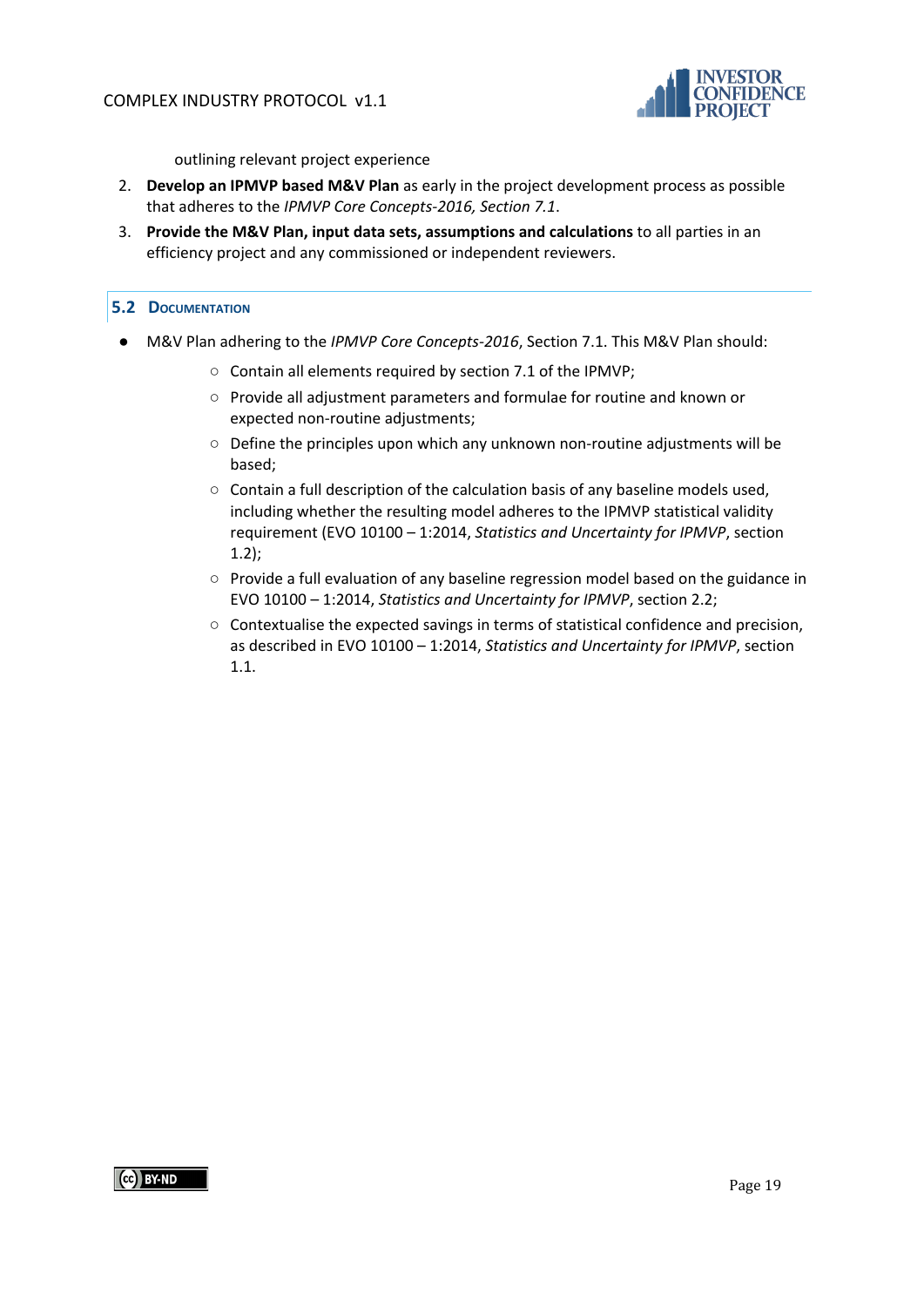outlining relevant project experience

2. **Develop an IPMVP based M&V Plan** as early in the project development process as possible that adheres to the *IPMVP Core Concepts-2016, Section 7.1*.
3. **Provide the M&V Plan, input data sets, assumptions and calculations** to all parties in an efficiency project and any commissioned or independent reviewers.

## 5.2 Documentation

- M&V Plan adhering to the *IPMVP Core Concepts-2016*, Section 7.1. This M&V Plan should:
    - Contain all elements required by section 7.1 of the IPMVP;
    - Provide all adjustment parameters and formulae for routine and known or expected non-routine adjustments;
    - Define the principles upon which any unknown non-routine adjustments will be based;
    - Contain a full description of the calculation basis of any baseline models used, including whether the resulting model adheres to the IPMVP statistical validity requirement (EVO 10100 – 1:2014, *Statistics and Uncertainty for IPMVP*, section 1.2);
    - Provide a full evaluation of any baseline regression model based on the guidance in EVO 10100 – 1:2014, *Statistics and Uncertainty for IPMVP*, section 2.2;
    - Contextualise the expected savings in terms of statistical confidence and precision, as described in EVO 10100 – 1:2014, *Statistics and Uncertainty for IPMVP*, section 1.1.